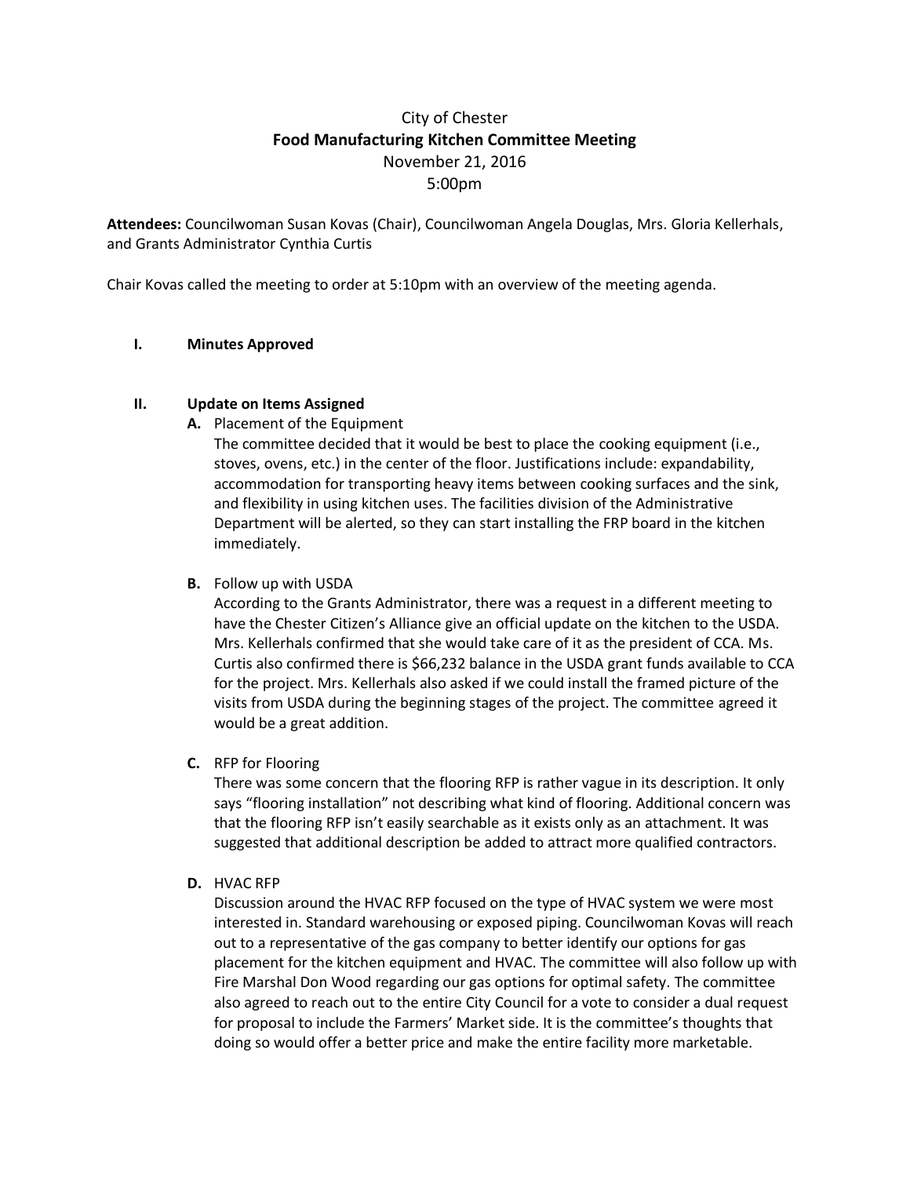City of Chester

**Food Manufacturing Kitchen Committee Meeting**

November 21, 2016

5:00pm

**Attendees:** Councilwoman Susan Kovas (Chair), Councilwoman Angela Douglas, Mrs. Gloria Kellerhals, and Grants Administrator Cynthia Curtis

Chair Kovas called the meeting to order at 5:10pm with an overview of the meeting agenda.

## I. Minutes Approved

## II. Update on Items Assigned

**A.** Placement of the Equipment

The committee decided that it would be best to place the cooking equipment (i.e., stoves, ovens, etc.) in the center of the floor. Justifications include: expandability, accommodation for transporting heavy items between cooking surfaces and the sink, and flexibility in using kitchen uses. The facilities division of the Administrative Department will be alerted, so they can start installing the FRP board in the kitchen immediately.

**B.** Follow up with USDA

According to the Grants Administrator, there was a request in a different meeting to have the Chester Citizen's Alliance give an official update on the kitchen to the USDA. Mrs. Kellerhals confirmed that she would take care of it as the president of CCA. Ms. Curtis also confirmed there is $66,232 balance in the USDA grant funds available to CCA for the project. Mrs. Kellerhals also asked if we could install the framed picture of the visits from USDA during the beginning stages of the project. The committee agreed it would be a great addition.

**C.** RFP for Flooring

There was some concern that the flooring RFP is rather vague in its description. It only says "flooring installation" not describing what kind of flooring. Additional concern was that the flooring RFP isn't easily searchable as it exists only as an attachment. It was suggested that additional description be added to attract more qualified contractors.

**D.** HVAC RFP

Discussion around the HVAC RFP focused on the type of HVAC system we were most interested in. Standard warehousing or exposed piping. Councilwoman Kovas will reach out to a representative of the gas company to better identify our options for gas placement for the kitchen equipment and HVAC. The committee will also follow up with Fire Marshal Don Wood regarding our gas options for optimal safety. The committee also agreed to reach out to the entire City Council for a vote to consider a dual request for proposal to include the Farmers' Market side. It is the committee's thoughts that doing so would offer a better price and make the entire facility more marketable.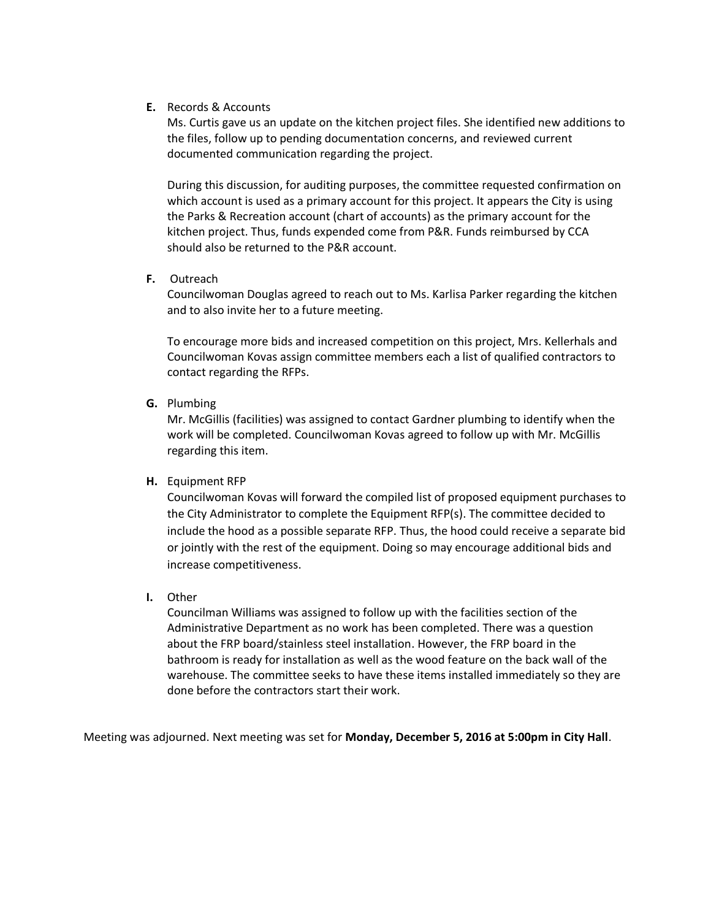**E.** Records & Accounts

Ms. Curtis gave us an update on the kitchen project files. She identified new additions to the files, follow up to pending documentation concerns, and reviewed current documented communication regarding the project.

During this discussion, for auditing purposes, the committee requested confirmation on which account is used as a primary account for this project. It appears the City is using the Parks & Recreation account (chart of accounts) as the primary account for the kitchen project. Thus, funds expended come from P&R. Funds reimbursed by CCA should also be returned to the P&R account.

**F.** Outreach

Councilwoman Douglas agreed to reach out to Ms. Karlisa Parker regarding the kitchen and to also invite her to a future meeting.

To encourage more bids and increased competition on this project, Mrs. Kellerhals and Councilwoman Kovas assign committee members each a list of qualified contractors to contact regarding the RFPs.

**G.** Plumbing

Mr. McGillis (facilities) was assigned to contact Gardner plumbing to identify when the work will be completed. Councilwoman Kovas agreed to follow up with Mr. McGillis regarding this item.

**H.** Equipment RFP

Councilwoman Kovas will forward the compiled list of proposed equipment purchases to the City Administrator to complete the Equipment RFP(s). The committee decided to include the hood as a possible separate RFP. Thus, the hood could receive a separate bid or jointly with the rest of the equipment. Doing so may encourage additional bids and increase competitiveness.

**I.** Other

Councilman Williams was assigned to follow up with the facilities section of the Administrative Department as no work has been completed. There was a question about the FRP board/stainless steel installation. However, the FRP board in the bathroom is ready for installation as well as the wood feature on the back wall of the warehouse. The committee seeks to have these items installed immediately so they are done before the contractors start their work.

Meeting was adjourned. Next meeting was set for **Monday, December 5, 2016 at 5:00pm in City Hall**.